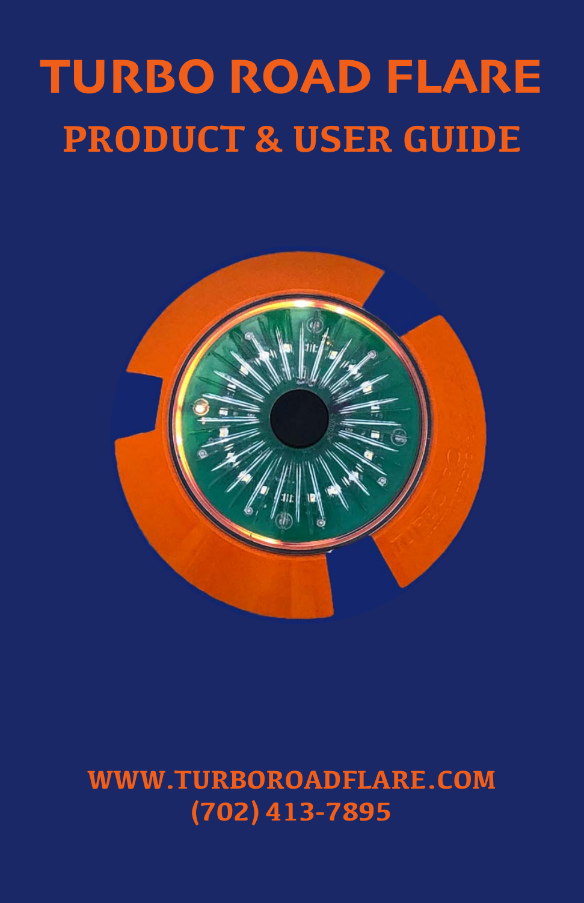# TURBO ROAD FLARE

## PRODUCT & USER GUIDE

**WWW.TURBOROADFLARE.COM**
**(702) 413-7895**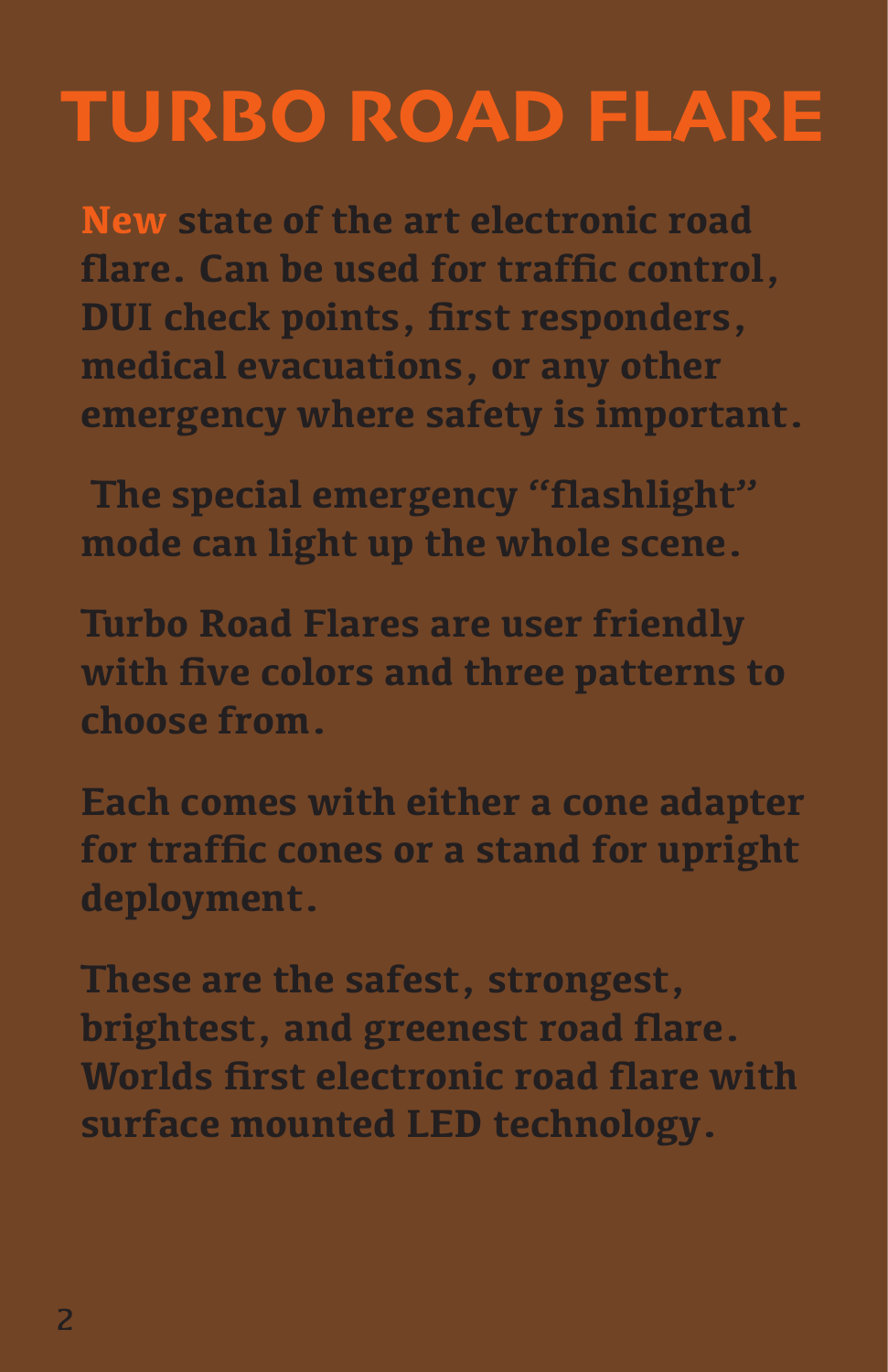# TURBO ROAD FLARE

**New** state of the art electronic road flare. Can be used for traffic control, DUI check points, first responders, medical evacuations, or any other emergency where safety is important.

The special emergency "flashlight" mode can light up the whole scene.

Turbo Road Flares are user friendly with five colors and three patterns to choose from.

Each comes with either a cone adapter for traffic cones or a stand for upright deployment.

These are the safest, strongest, brightest, and greenest road flare. Worlds first electronic road flare with surface mounted LED technology.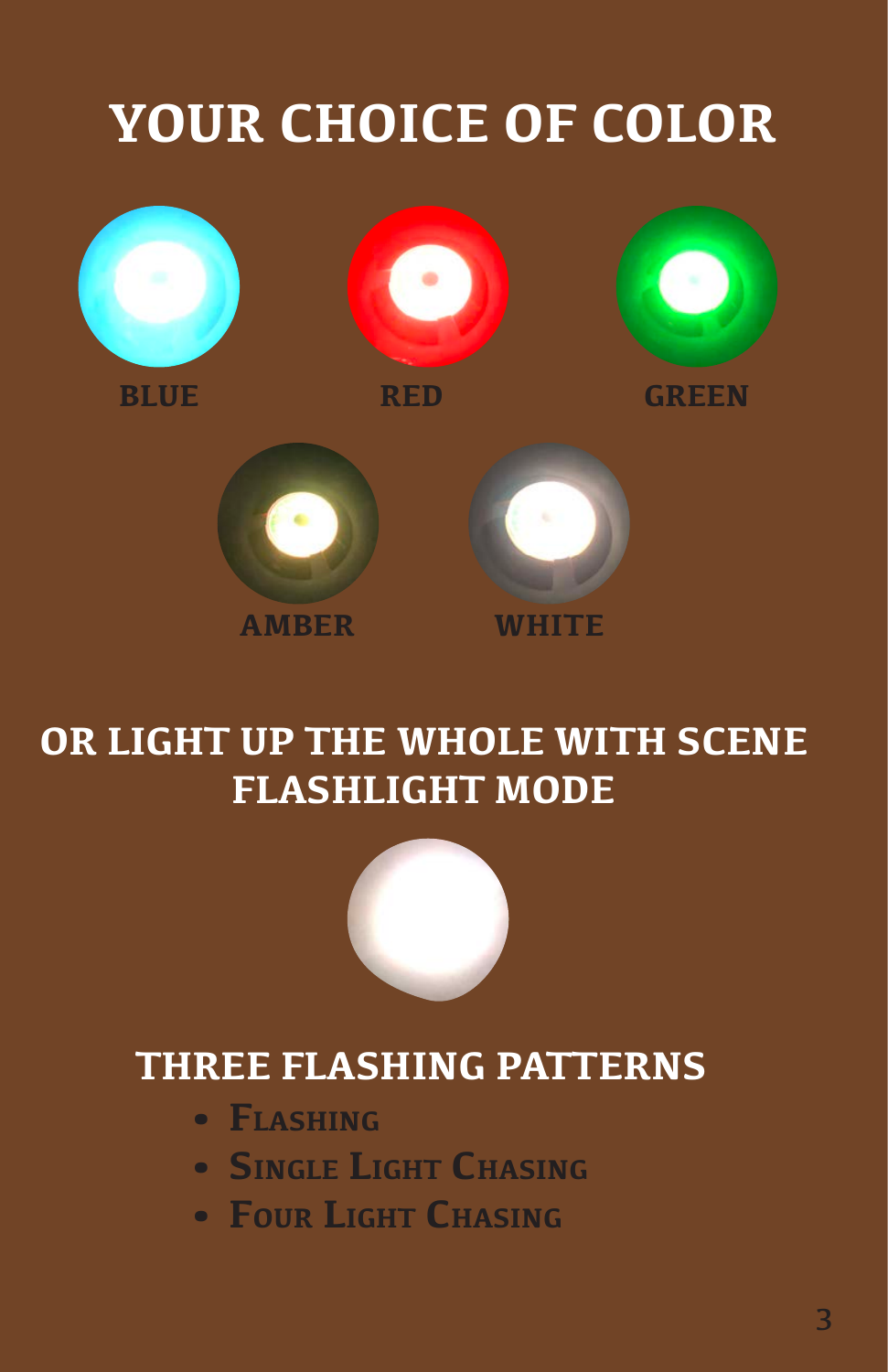# YOUR CHOICE OF COLOR

BLUE

RED

GREEN

AMBER

WHITE

## OR LIGHT UP THE WHOLE WITH SCENE FLASHLIGHT MODE

## THREE FLASHING PATTERNS

- **Flashing**
- **Single Light Chasing**
- **Four Light Chasing**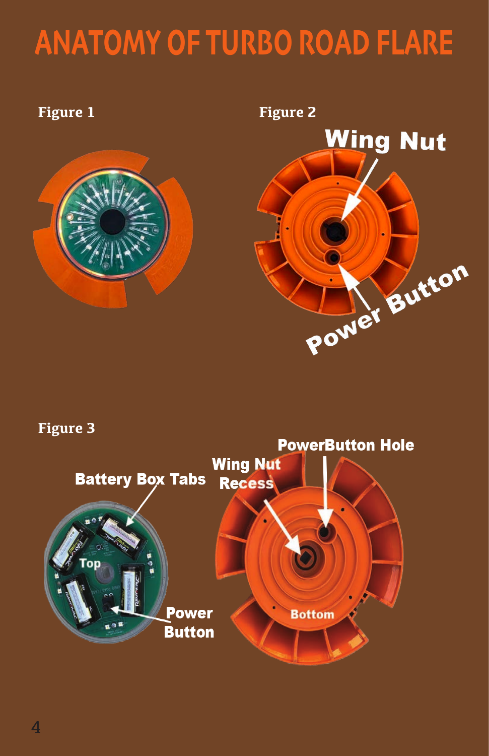# ANATOMY OF TURBO ROAD FLARE

Figure 1

Figure 2

Wing Nut

Power Button

Figure 3

Battery Box Tabs

Wing Nut Recess

PowerButton Hole

Top

Power Button

Bottom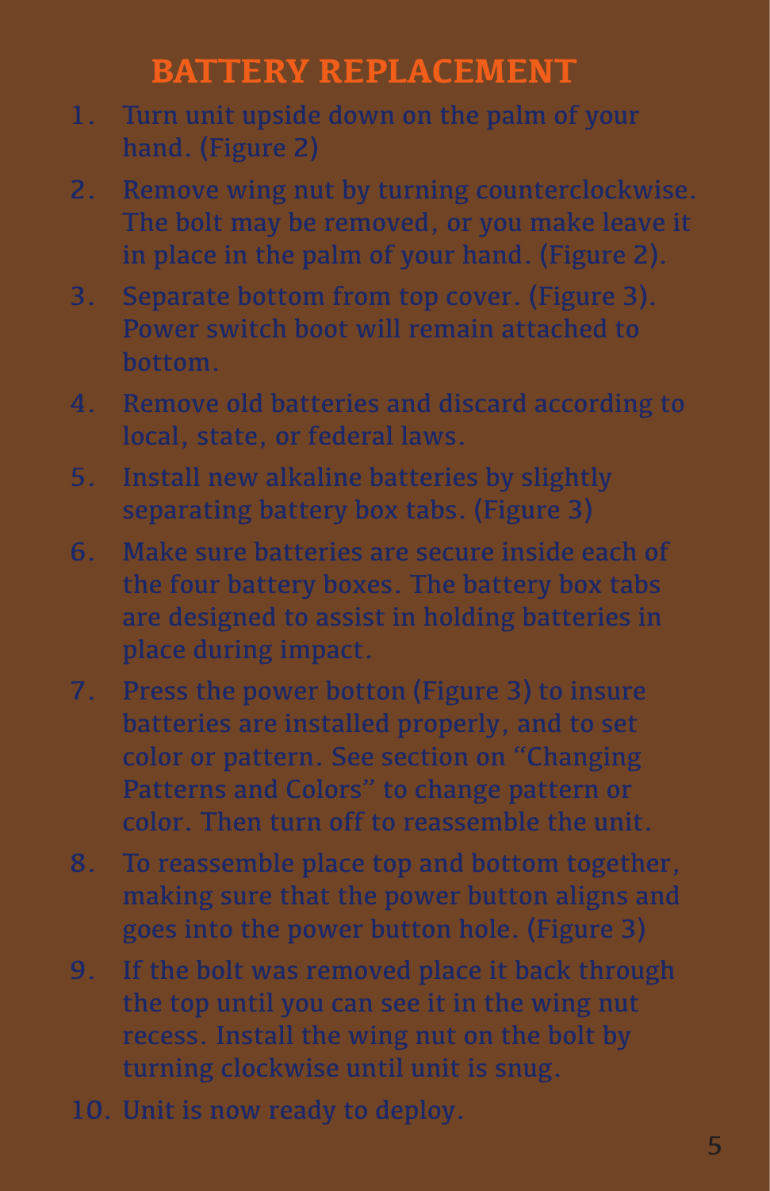# BATTERY REPLACEMENT

1. Turn unit upside down on the palm of your hand. (Figure 2)
2. Remove wing nut by turning counterclockwise. The bolt may be removed, or you make leave it in place in the palm of your hand. (Figure 2).
3. Separate bottom from top cover. (Figure 3). Power switch boot will remain attached to bottom.
4. Remove old batteries and discard according to local, state, or federal laws.
5. Install new alkaline batteries by slightly separating battery box tabs. (Figure 3)
6. Make sure batteries are secure inside each of the four battery boxes. The battery box tabs are designed to assist in holding batteries in place during impact.
7. Press the power botton (Figure 3) to insure batteries are installed properly, and to set color or pattern. See section on "Changing Patterns and Colors" to change pattern or color. Then turn off to reassemble the unit.
8. To reassemble place top and bottom together, making sure that the power button aligns and goes into the power button hole. (Figure 3)
9. If the bolt was removed place it back through the top until you can see it in the wing nut recess. Install the wing nut on the bolt by turning clockwise until unit is snug.
10. Unit is now ready to deploy.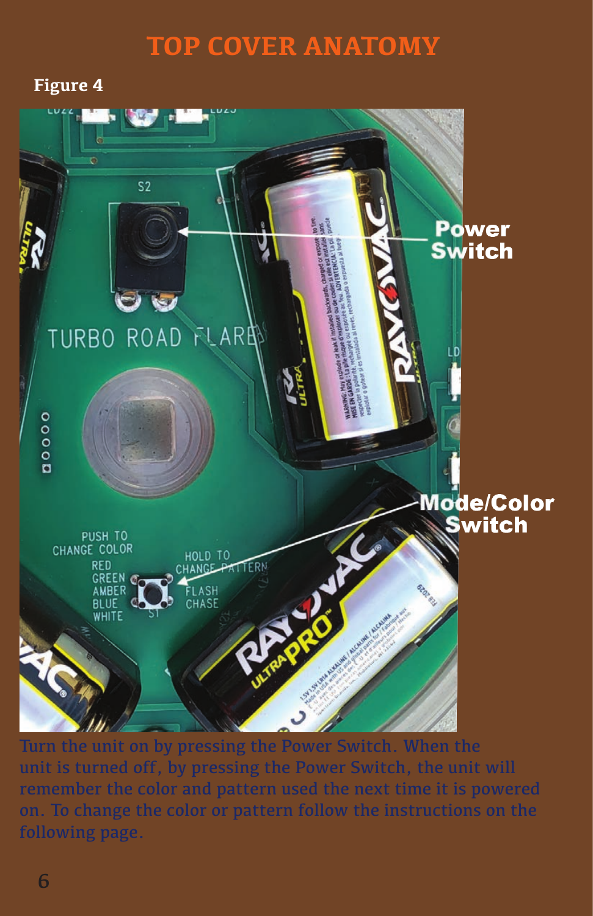# TOP COVER ANATOMY

**Figure 4**

Turn the unit on by pressing the Power Switch. When the unit is turned off, by pressing the Power Switch, the unit will remember the color and pattern used the next time it is powered on. To change the color or pattern follow the instructions on the following page.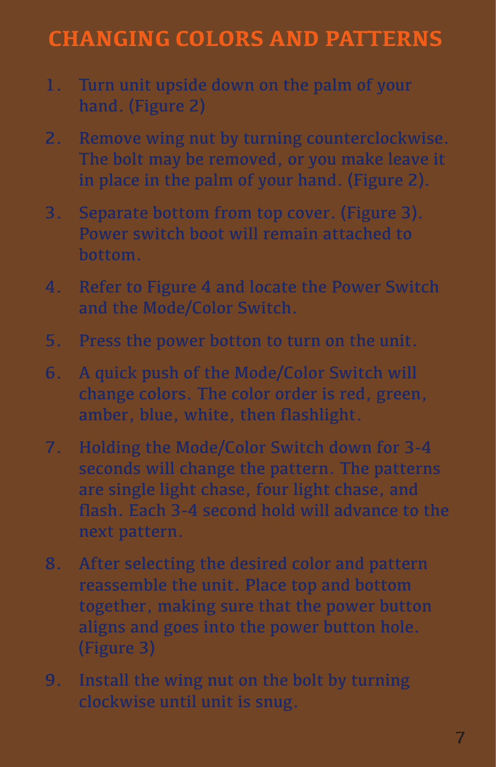# CHANGING COLORS AND PATTERNS

1. Turn unit upside down on the palm of your hand. (Figure 2)
2. Remove wing nut by turning counterclockwise. The bolt may be removed, or you make leave it in place in the palm of your hand. (Figure 2).
3. Separate bottom from top cover. (Figure 3). Power switch boot will remain attached to bottom.
4. Refer to Figure 4 and locate the Power Switch and the Mode/Color Switch.
5. Press the power botton to turn on the unit.
6. A quick push of the Mode/Color Switch will change colors. The color order is red, green, amber, blue, white, then flashlight.
7. Holding the Mode/Color Switch down for 3-4 seconds will change the pattern. The patterns are single light chase, four light chase, and flash. Each 3-4 second hold will advance to the next pattern.
8. After selecting the desired color and pattern reassemble the unit. Place top and bottom together, making sure that the power button aligns and goes into the power button hole. (Figure 3)
9. Install the wing nut on the bolt by turning clockwise until unit is snug.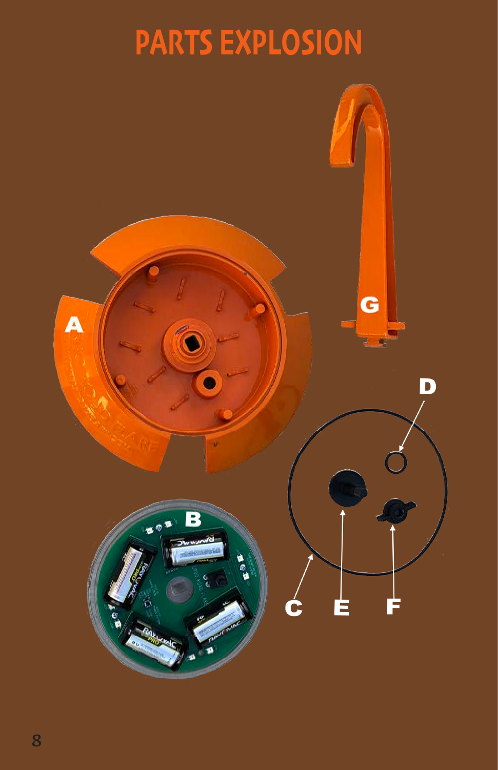# PARTS EXPLOSION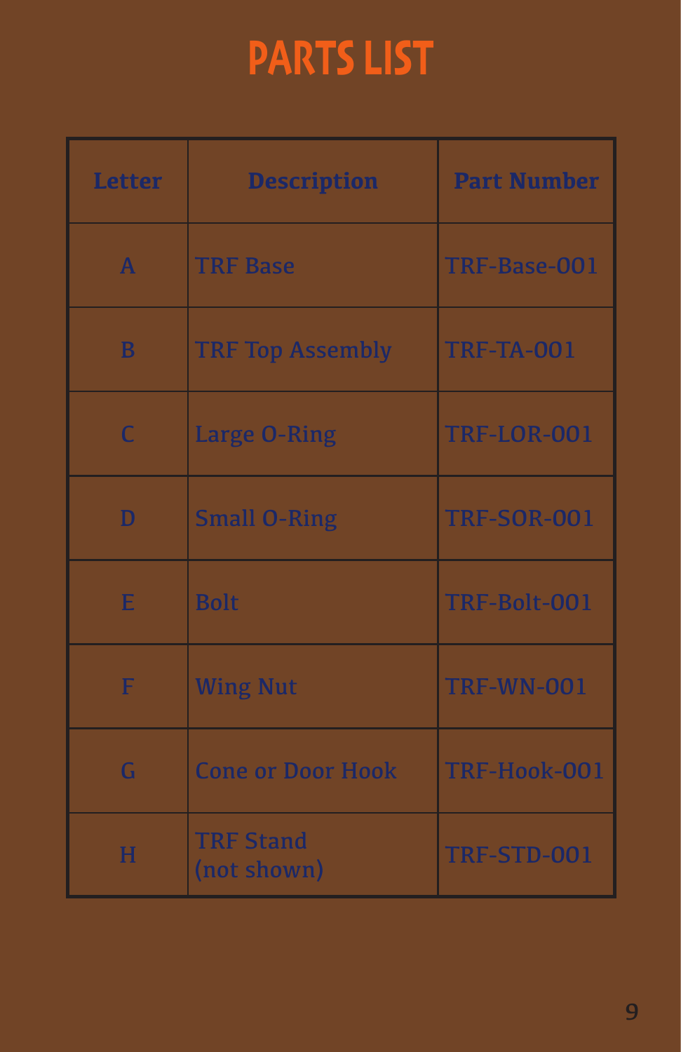# PARTS LIST

| Letter | Description | Part Number |
|---|---|---|
| A | TRF Base | TRF-Base-001 |
| B | TRF Top Assembly | TRF-TA-001 |
| C | Large O-Ring | TRF-LOR-001 |
| D | Small O-Ring | TRF-SOR-001 |
| E | Bolt | TRF-Bolt-001 |
| F | Wing Nut | TRF-WN-001 |
| G | Cone or Door Hook | TRF-Hook-001 |
| H | TRF Stand (not shown) | TRF-STD-001 |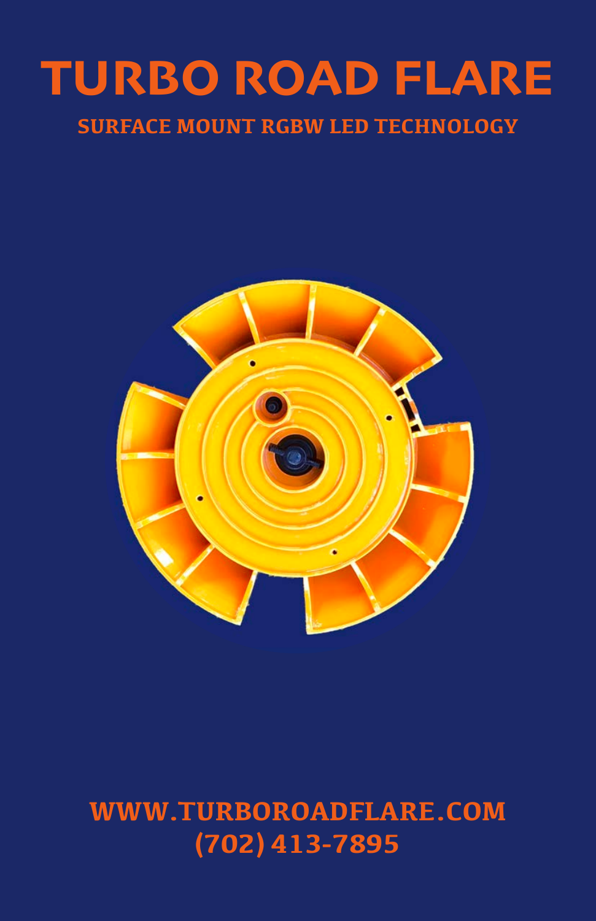# TURBO ROAD FLARE

## SURFACE MOUNT RGBW LED TECHNOLOGY

**WWW.TURBOROADFLARE.COM**
**(702) 413-7895**